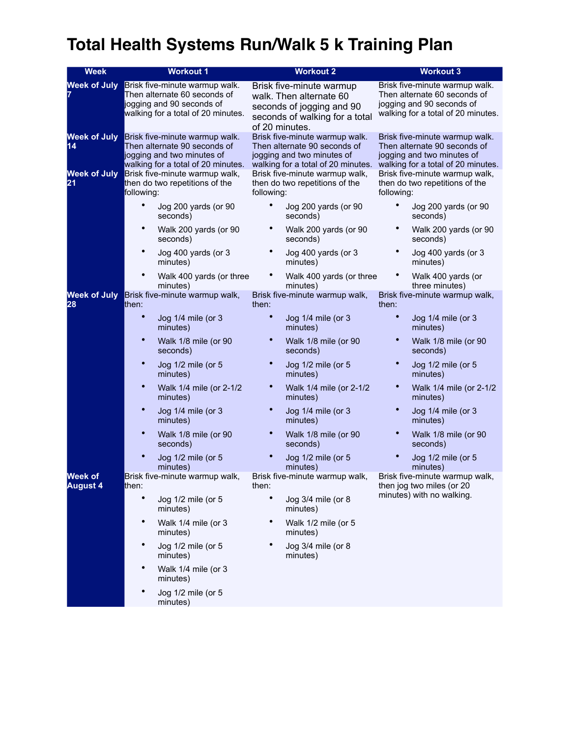# Total Health Systems Run/Walk 5 k Training Plan

| Week | Workout 1 | Workout 2 | Workout 3 |
|---|---|---|---|
| Week of July 7 | Brisk five-minute warmup walk. Then alternate 60 seconds of jogging and 90 seconds of walking for a total of 20 minutes. | Brisk five-minute warmup walk. Then alternate 60 seconds of jogging and 90 seconds of walking for a total of 20 minutes. | Brisk five-minute warmup walk. Then alternate 60 seconds of jogging and 90 seconds of walking for a total of 20 minutes. |
| Week of July 14 | Brisk five-minute warmup walk. Then alternate 90 seconds of jogging and two minutes of walking for a total of 20 minutes. | Brisk five-minute warmup walk. Then alternate 90 seconds of jogging and two minutes of walking for a total of 20 minutes. | Brisk five-minute warmup walk. Then alternate 90 seconds of jogging and two minutes of walking for a total of 20 minutes. |
| Week of July 21 | Brisk five-minute warmup walk, then do two repetitions of the following:<br>• Jog 200 yards (or 90 seconds)<br>• Walk 200 yards (or 90 seconds)<br>• Jog 400 yards (or 3 minutes)<br>• Walk 400 yards (or three minutes) | Brisk five-minute warmup walk, then do two repetitions of the following:<br>• Jog 200 yards (or 90 seconds)<br>• Walk 200 yards (or 90 seconds)<br>• Jog 400 yards (or 3 minutes)<br>• Walk 400 yards (or three minutes) | Brisk five-minute warmup walk, then do two repetitions of the following:<br>• Jog 200 yards (or 90 seconds)<br>• Walk 200 yards (or 90 seconds)<br>• Jog 400 yards (or 3 minutes)<br>• Walk 400 yards (or three minutes) |
| Week of July 28 | Brisk five-minute warmup walk, then:<br>• Jog 1/4 mile (or 3 minutes)<br>• Walk 1/8 mile (or 90 seconds)<br>• Jog 1/2 mile (or 5 minutes)<br>• Walk 1/4 mile (or 2-1/2 minutes)<br>• Jog 1/4 mile (or 3 minutes)<br>• Walk 1/8 mile (or 90 seconds)<br>• Jog 1/2 mile (or 5 minutes) | Brisk five-minute warmup walk, then:<br>• Jog 1/4 mile (or 3 minutes)<br>• Walk 1/8 mile (or 90 seconds)<br>• Jog 1/2 mile (or 5 minutes)<br>• Walk 1/4 mile (or 2-1/2 minutes)<br>• Jog 1/4 mile (or 3 minutes)<br>• Walk 1/8 mile (or 90 seconds)<br>• Jog 1/2 mile (or 5 minutes) | Brisk five-minute warmup walk, then:<br>• Jog 1/4 mile (or 3 minutes)<br>• Walk 1/8 mile (or 90 seconds)<br>• Jog 1/2 mile (or 5 minutes)<br>• Walk 1/4 mile (or 2-1/2 minutes)<br>• Jog 1/4 mile (or 3 minutes)<br>• Walk 1/8 mile (or 90 seconds)<br>• Jog 1/2 mile (or 5 minutes) |
| Week of August 4 | Brisk five-minute warmup walk, then:<br>• Jog 1/2 mile (or 5 minutes)<br>• Walk 1/4 mile (or 3 minutes)<br>• Jog 1/2 mile (or 5 minutes)<br>• Walk 1/4 mile (or 3 minutes)<br>• Jog 1/2 mile (or 5 minutes) | Brisk five-minute warmup walk, then:<br>• Jog 3/4 mile (or 8 minutes)<br>• Walk 1/2 mile (or 5 minutes)<br>• Jog 3/4 mile (or 8 minutes) | Brisk five-minute warmup walk, then jog two miles (or 20 minutes) with no walking. |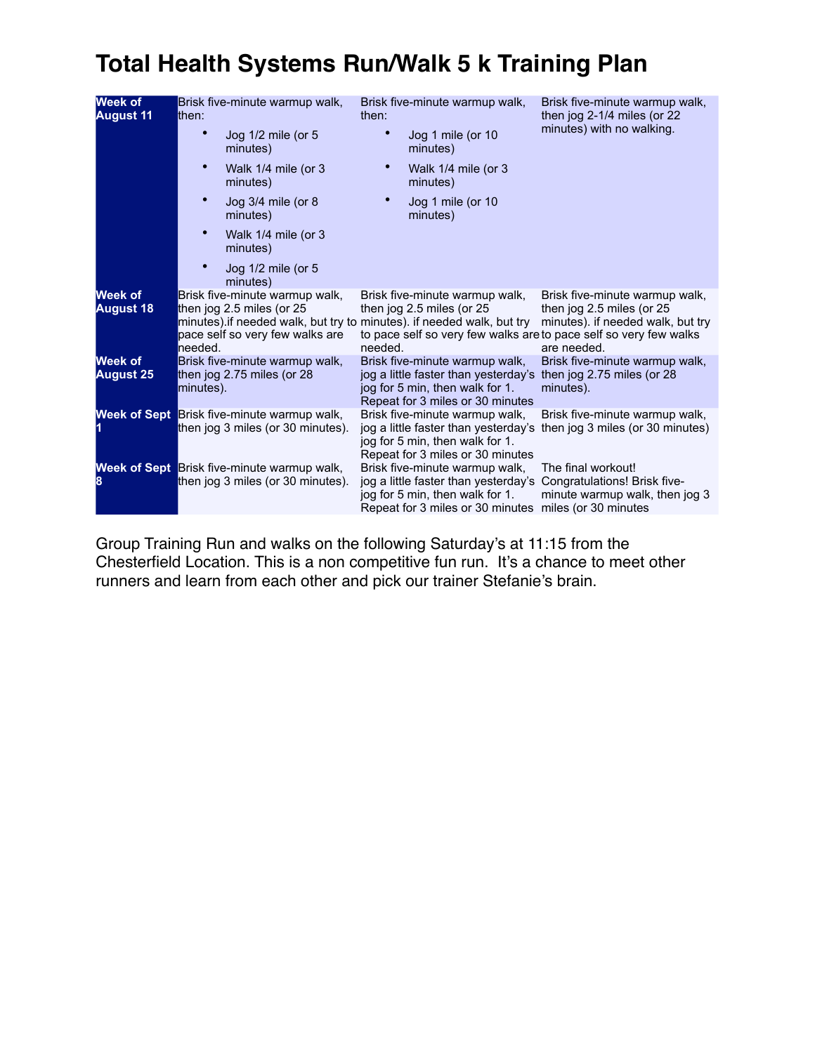# Total Health Systems Run/Walk 5 k Training Plan

| | | | |
|---|---|---|---|
| **Week of August 11** | Brisk five-minute warmup walk, then: <br>• Jog 1/2 mile (or 5 minutes)<br>• Walk 1/4 mile (or 3 minutes)<br>• Jog 3/4 mile (or 8 minutes)<br>• Walk 1/4 mile (or 3 minutes)<br>• Jog 1/2 mile (or 5 minutes) | Brisk five-minute warmup walk, then:<br>• Jog 1 mile (or 10 minutes)<br>• Walk 1/4 mile (or 3 minutes)<br>• Jog 1 mile (or 10 minutes) | Brisk five-minute warmup walk, then jog 2-1/4 miles (or 22 minutes) with no walking. |
| **Week of August 18** | Brisk five-minute warmup walk, then jog 2.5 miles (or 25 minutes).if needed walk, but try to pace self so very few walks are needed. | Brisk five-minute warmup walk, then jog 2.5 miles (or 25 minutes). if needed walk, but try to pace self so very few walks are needed. | Brisk five-minute warmup walk, then jog 2.5 miles (or 25 minutes). if needed walk, but try to pace self so very few walks are needed. |
| **Week of August 25** | Brisk five-minute warmup walk, then jog 2.75 miles (or 28 minutes). | Brisk five-minute warmup walk, jog a little faster than yesterday's jog for 5 min, then walk for 1. Repeat for 3 miles or 30 minutes | Brisk five-minute warmup walk, then jog 2.75 miles (or 28 minutes). |
| **Week of Sept 1** | Brisk five-minute warmup walk, then jog 3 miles (or 30 minutes). | Brisk five-minute warmup walk, jog a little faster than yesterday's jog for 5 min, then walk for 1. Repeat for 3 miles or 30 minutes | Brisk five-minute warmup walk, then jog 3 miles (or 30 minutes) |
| **Week of Sept 8** | Brisk five-minute warmup walk, then jog 3 miles (or 30 minutes). | Brisk five-minute warmup walk, jog a little faster than yesterday's jog for 5 min, then walk for 1. Repeat for 3 miles or 30 minutes | The final workout! Congratulations! Brisk five-minute warmup walk, then jog 3 miles (or 30 minutes |

Group Training Run and walks on the following Saturday's at 11:15 from the Chesterfield Location. This is a non competitive fun run. It's a chance to meet other runners and learn from each other and pick our trainer Stefanie's brain.